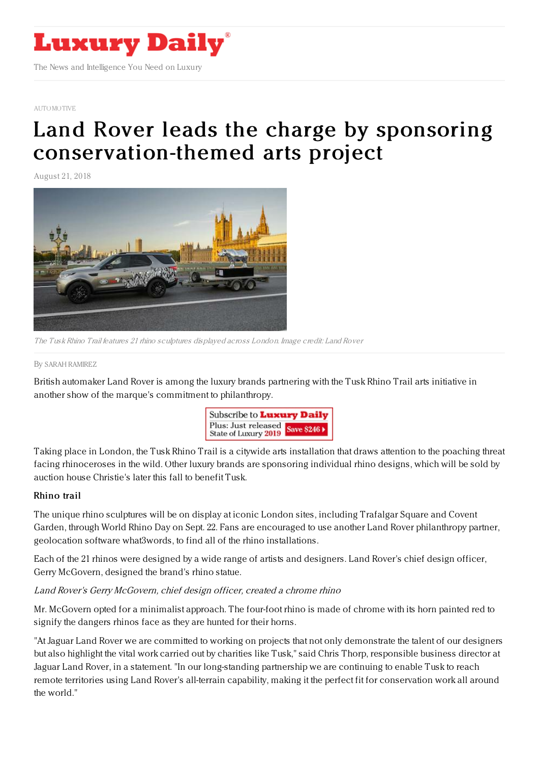# Luxury Daily

The News and Intelligence You Need on Luxury

AUTOMOTIVE

# Land Rover leads the charge by sponsoring conservation-themed arts project

August 21, 2018

*The Tusk Rhino Trail features 21 rhino sculptures displayed across London. Image credit: Land Rover*

By SARAH RAMIREZ

British automaker Land Rover is among the luxury brands partnering with the Tusk Rhino Trail arts initiative in another show of the marque's commitment to philanthropy.

Taking place in London, the Tusk Rhino Trail is a citywide arts installation that draws attention to the poaching threat facing rhinoceroses in the wild. Other luxury brands are sponsoring individual rhino designs, which will be sold by auction house Christie's later this fall to benefit Tusk.

**Rhino trail**

The unique rhino sculptures will be on display at iconic London sites, including Trafalgar Square and Covent Garden, through World Rhino Day on Sept. 22. Fans are encouraged to use another Land Rover philanthropy partner, geolocation software what3words, to find all of the rhino installations.

Each of the 21 rhinos were designed by a wide range of artists and designers. Land Rover's chief design officer, Gerry McGovern, designed the brand's rhino statue.

*Land Rover's Gerry McGovern, chief design officer, created a chrome rhino*

Mr. McGovern opted for a minimalist approach. The four-foot rhino is made of chrome with its horn painted red to signify the dangers rhinos face as they are hunted for their horns.

"At Jaguar Land Rover we are committed to working on projects that not only demonstrate the talent of our designers but also highlight the vital work carried out by charities like Tusk," said Chris Thorp, responsible business director at Jaguar Land Rover, in a statement. "In our long-standing partnership we are continuing to enable Tusk to reach remote territories using Land Rover's all-terrain capability, making it the perfect fit for conservation work all around the world."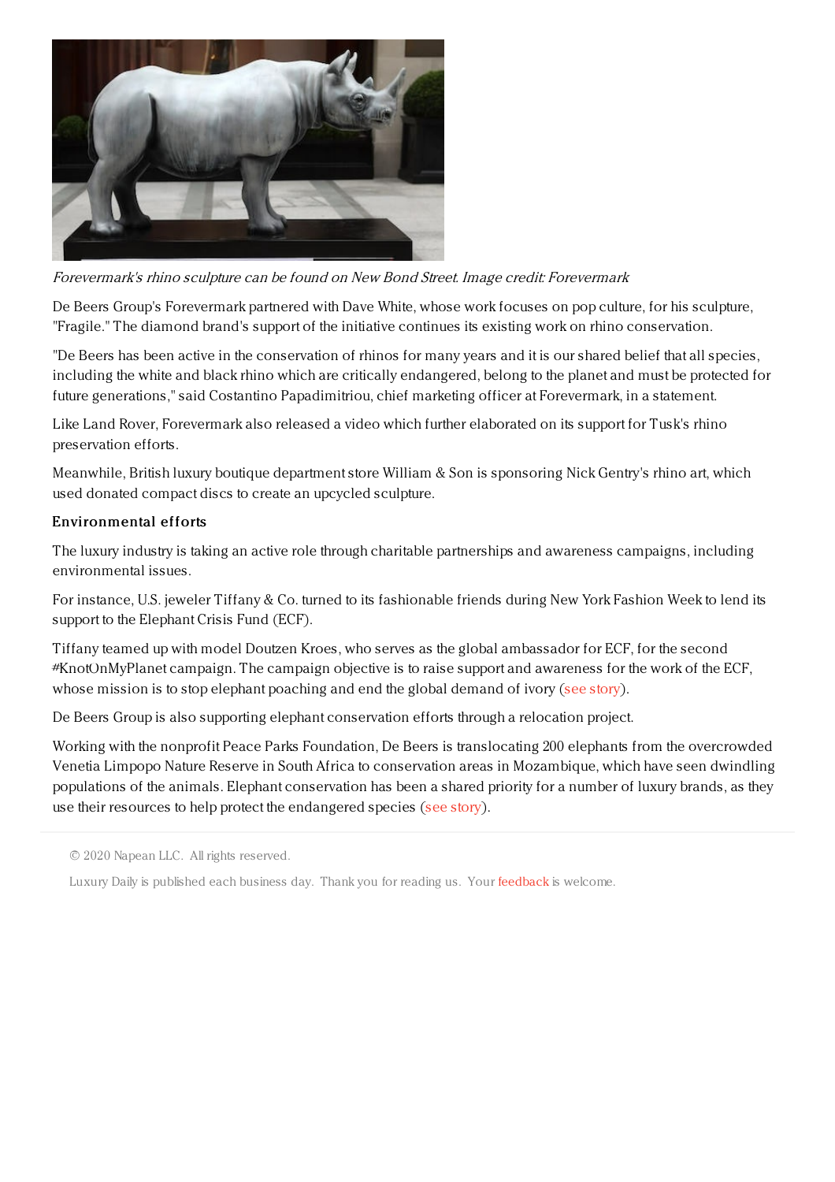*Forevermark's rhino sculpture can be found on New Bond Street. Image credit: Forevermark*

De Beers Group's Forevermark partnered with Dave White, whose work focuses on pop culture, for his sculpture, "Fragile." The diamond brand's support of the initiative continues its existing work on rhino conservation.

"De Beers has been active in the conservation of rhinos for many years and it is our shared belief that all species, including the white and black rhino which are critically endangered, belong to the planet and must be protected for future generations," said Costantino Papadimitriou, chief marketing officer at Forevermark, in a statement.

Like Land Rover, Forevermark also released a video which further elaborated on its support for Tusk's rhino preservation efforts.

Meanwhile, British luxury boutique department store William & Son is sponsoring Nick Gentry's rhino art, which used donated compact discs to create an upcycled sculpture.

### Environmental efforts

The luxury industry is taking an active role through charitable partnerships and awareness campaigns, including environmental issues.

For instance, U.S. jeweler Tiffany & Co. turned to its fashionable friends during New York Fashion Week to lend its support to the Elephant Crisis Fund (ECF).

Tiffany teamed up with model Doutzen Kroes, who serves as the global ambassador for ECF, for the second #KnotOnMyPlanet campaign. The campaign objective is to raise support and awareness for the work of the ECF, whose mission is to stop elephant poaching and end the global demand of ivory (see story).

De Beers Group is also supporting elephant conservation efforts through a relocation project.

Working with the nonprofit Peace Parks Foundation, De Beers is translocating 200 elephants from the overcrowded Venetia Limpopo Nature Reserve in South Africa to conservation areas in Mozambique, which have seen dwindling populations of the animals. Elephant conservation has been a shared priority for a number of luxury brands, as they use their resources to help protect the endangered species (see story).

© 2020 Napean LLC. All rights reserved.

Luxury Daily is published each business day. Thank you for reading us. Your feedback is welcome.